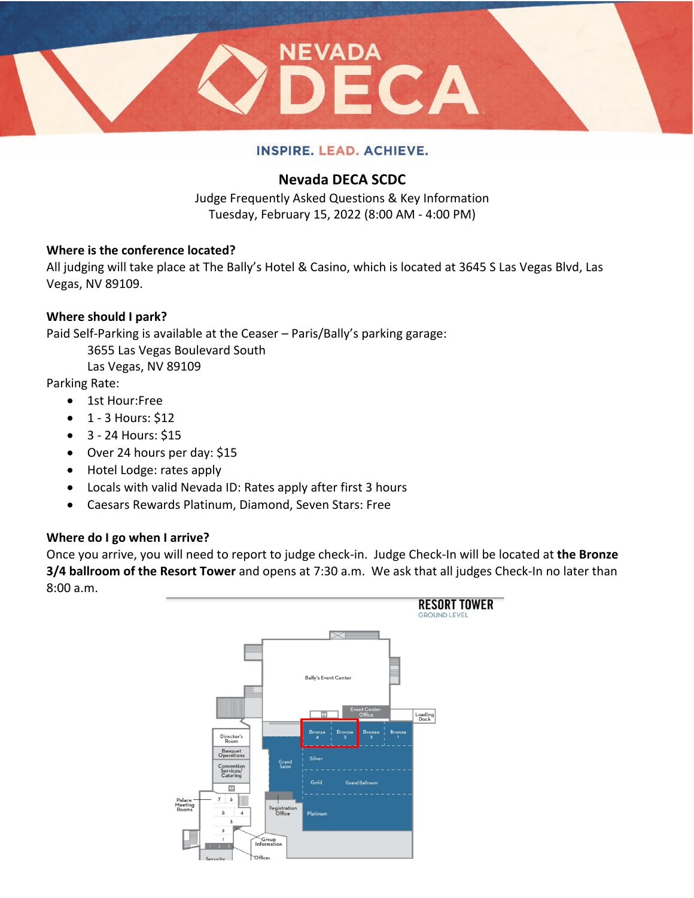# Nevada DECA

INSPIRE. LEAD. ACHIEVE.

## Nevada DECA SCDC

Judge Frequently Asked Questions & Key Information
Tuesday, February 15, 2022 (8:00 AM - 4:00 PM)

**Where is the conference located?**

All judging will take place at The Bally's Hotel & Casino, which is located at 3645 S Las Vegas Blvd, Las Vegas, NV 89109.

**Where should I park?**

Paid Self-Parking is available at the Ceaser – Paris/Bally's parking garage:

3655 Las Vegas Boulevard South
Las Vegas, NV 89109

Parking Rate:

- 1st Hour:Free
- 1 - 3 Hours: $12
- 3 - 24 Hours: $15
- Over 24 hours per day: $15
- Hotel Lodge: rates apply
- Locals with valid Nevada ID: Rates apply after first 3 hours
- Caesars Rewards Platinum, Diamond, Seven Stars: Free

**Where do I go when I arrive?**

Once you arrive, you will need to report to judge check-in. Judge Check-In will be located at **the Bronze 3/4 ballroom of the Resort Tower** and opens at 7:30 a.m. We ask that all judges Check-In no later than 8:00 a.m.

RESORT TOWER
GROUND LEVEL

Bally's Event Center, Event Center Office, Loading Dock, Bronze 4, Bronze 3, Bronze 2, Bronze 1, Director's Room, Banquet Operations, Convention Services/Catering, Grand Salon, Silver, Gold, Grand Ballroom, Platinum, Palace Meeting Rooms, Registration Office, Group Information, Offices, Security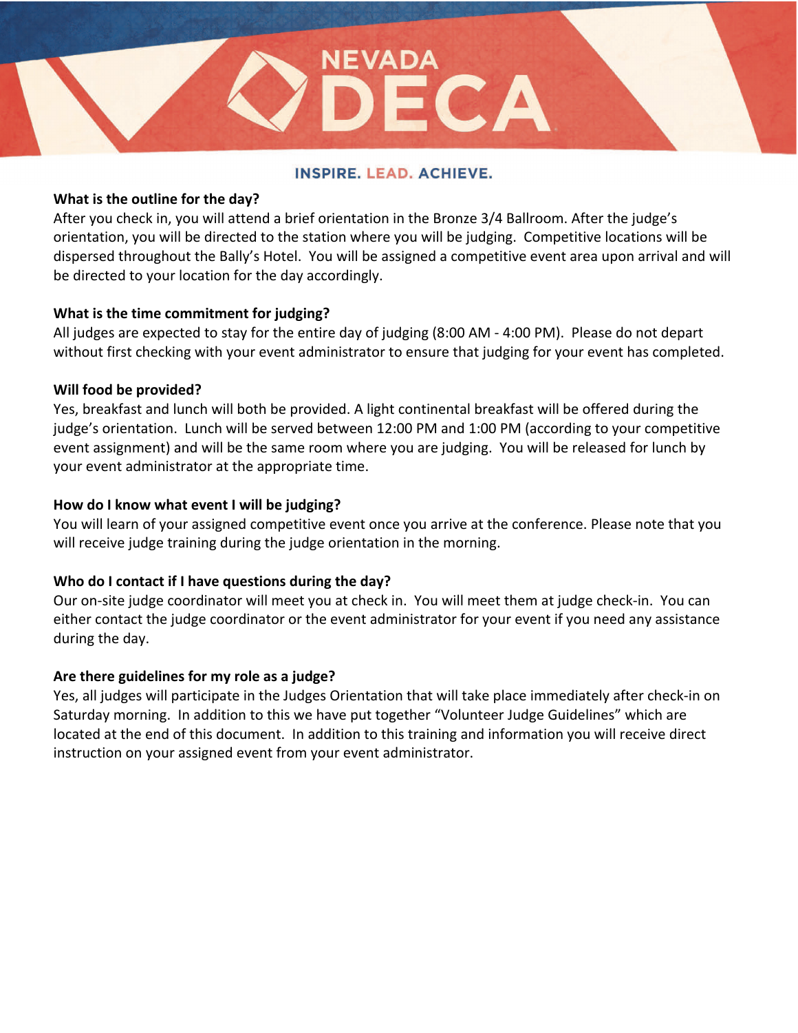### What is the outline for the day?

After you check in, you will attend a brief orientation in the Bronze 3/4 Ballroom. After the judge's orientation, you will be directed to the station where you will be judging. Competitive locations will be dispersed throughout the Bally's Hotel. You will be assigned a competitive event area upon arrival and will be directed to your location for the day accordingly.

### What is the time commitment for judging?

All judges are expected to stay for the entire day of judging (8:00 AM - 4:00 PM). Please do not depart without first checking with your event administrator to ensure that judging for your event has completed.

### Will food be provided?

Yes, breakfast and lunch will both be provided. A light continental breakfast will be offered during the judge's orientation. Lunch will be served between 12:00 PM and 1:00 PM (according to your competitive event assignment) and will be the same room where you are judging. You will be released for lunch by your event administrator at the appropriate time.

### How do I know what event I will be judging?

You will learn of your assigned competitive event once you arrive at the conference. Please note that you will receive judge training during the judge orientation in the morning.

### Who do I contact if I have questions during the day?

Our on-site judge coordinator will meet you at check in. You will meet them at judge check-in. You can either contact the judge coordinator or the event administrator for your event if you need any assistance during the day.

### Are there guidelines for my role as a judge?

Yes, all judges will participate in the Judges Orientation that will take place immediately after check-in on Saturday morning. In addition to this we have put together "Volunteer Judge Guidelines" which are located at the end of this document. In addition to this training and information you will receive direct instruction on your assigned event from your event administrator.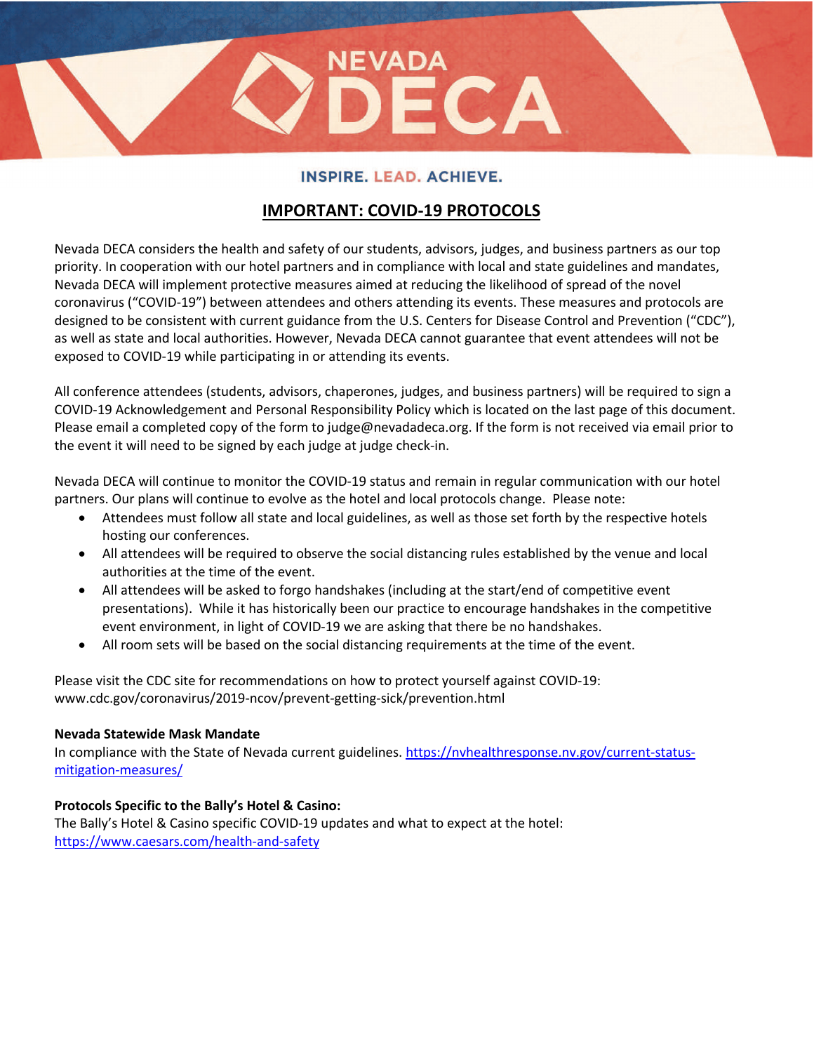NEVADA DECA

INSPIRE. LEAD. ACHIEVE.

# IMPORTANT: COVID-19 PROTOCOLS

Nevada DECA considers the health and safety of our students, advisors, judges, and business partners as our top priority. In cooperation with our hotel partners and in compliance with local and state guidelines and mandates, Nevada DECA will implement protective measures aimed at reducing the likelihood of spread of the novel coronavirus ("COVID-19") between attendees and others attending its events. These measures and protocols are designed to be consistent with current guidance from the U.S. Centers for Disease Control and Prevention ("CDC"), as well as state and local authorities. However, Nevada DECA cannot guarantee that event attendees will not be exposed to COVID-19 while participating in or attending its events.

All conference attendees (students, advisors, chaperones, judges, and business partners) will be required to sign a COVID-19 Acknowledgement and Personal Responsibility Policy which is located on the last page of this document. Please email a completed copy of the form to judge@nevadadeca.org. If the form is not received via email prior to the event it will need to be signed by each judge at judge check-in.

Nevada DECA will continue to monitor the COVID-19 status and remain in regular communication with our hotel partners. Our plans will continue to evolve as the hotel and local protocols change. Please note:

- Attendees must follow all state and local guidelines, as well as those set forth by the respective hotels hosting our conferences.
- All attendees will be required to observe the social distancing rules established by the venue and local authorities at the time of the event.
- All attendees will be asked to forgo handshakes (including at the start/end of competitive event presentations). While it has historically been our practice to encourage handshakes in the competitive event environment, in light of COVID-19 we are asking that there be no handshakes.
- All room sets will be based on the social distancing requirements at the time of the event.

Please visit the CDC site for recommendations on how to protect yourself against COVID-19: www.cdc.gov/coronavirus/2019-ncov/prevent-getting-sick/prevention.html

**Nevada Statewide Mask Mandate**

In compliance with the State of Nevada current guidelines. [https://nvhealthresponse.nv.gov/current-status-mitigation-measures/](https://nvhealthresponse.nv.gov/current-status-mitigation-measures/)

**Protocols Specific to the Bally's Hotel & Casino:**

The Bally's Hotel & Casino specific COVID-19 updates and what to expect at the hotel: [https://www.caesars.com/health-and-safety](https://www.caesars.com/health-and-safety)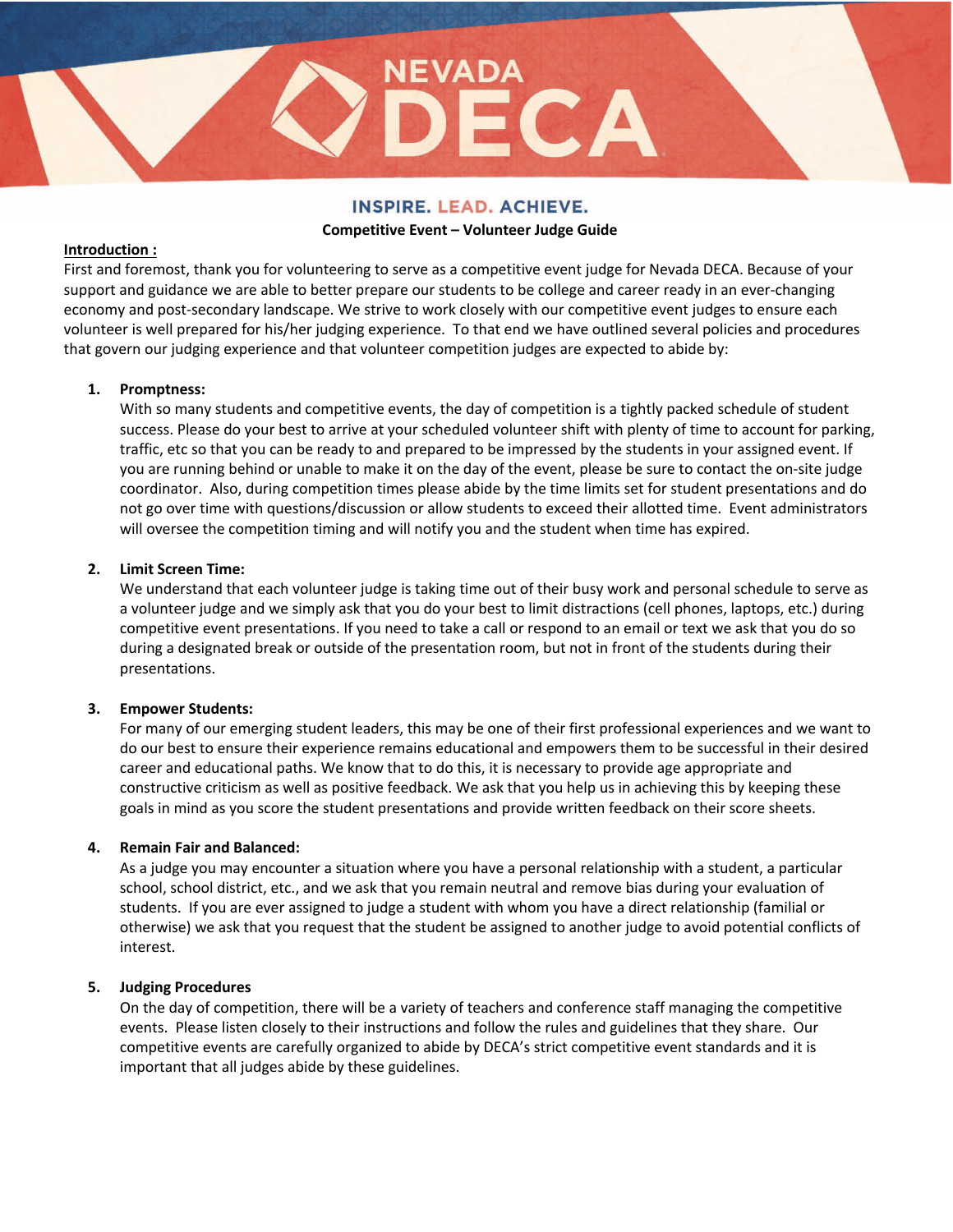# NEVADA DECA

**INSPIRE. LEAD. ACHIEVE.**

**Competitive Event – Volunteer Judge Guide**

**Introduction :**

First and foremost, thank you for volunteering to serve as a competitive event judge for Nevada DECA. Because of your support and guidance we are able to better prepare our students to be college and career ready in an ever-changing economy and post-secondary landscape. We strive to work closely with our competitive event judges to ensure each volunteer is well prepared for his/her judging experience. To that end we have outlined several policies and procedures that govern our judging experience and that volunteer competition judges are expected to abide by:

1. **Promptness:**
   With so many students and competitive events, the day of competition is a tightly packed schedule of student success. Please do your best to arrive at your scheduled volunteer shift with plenty of time to account for parking, traffic, etc so that you can be ready to and prepared to be impressed by the students in your assigned event. If you are running behind or unable to make it on the day of the event, please be sure to contact the on-site judge coordinator. Also, during competition times please abide by the time limits set for student presentations and do not go over time with questions/discussion or allow students to exceed their allotted time. Event administrators will oversee the competition timing and will notify you and the student when time has expired.

2. **Limit Screen Time:**
   We understand that each volunteer judge is taking time out of their busy work and personal schedule to serve as a volunteer judge and we simply ask that you do your best to limit distractions (cell phones, laptops, etc.) during competitive event presentations. If you need to take a call or respond to an email or text we ask that you do so during a designated break or outside of the presentation room, but not in front of the students during their presentations.

3. **Empower Students:**
   For many of our emerging student leaders, this may be one of their first professional experiences and we want to do our best to ensure their experience remains educational and empowers them to be successful in their desired career and educational paths. We know that to do this, it is necessary to provide age appropriate and constructive criticism as well as positive feedback. We ask that you help us in achieving this by keeping these goals in mind as you score the student presentations and provide written feedback on their score sheets.

4. **Remain Fair and Balanced:**
   As a judge you may encounter a situation where you have a personal relationship with a student, a particular school, school district, etc., and we ask that you remain neutral and remove bias during your evaluation of students. If you are ever assigned to judge a student with whom you have a direct relationship (familial or otherwise) we ask that you request that the student be assigned to another judge to avoid potential conflicts of interest.

5. **Judging Procedures**
   On the day of competition, there will be a variety of teachers and conference staff managing the competitive events. Please listen closely to their instructions and follow the rules and guidelines that they share. Our competitive events are carefully organized to abide by DECA's strict competitive event standards and it is important that all judges abide by these guidelines.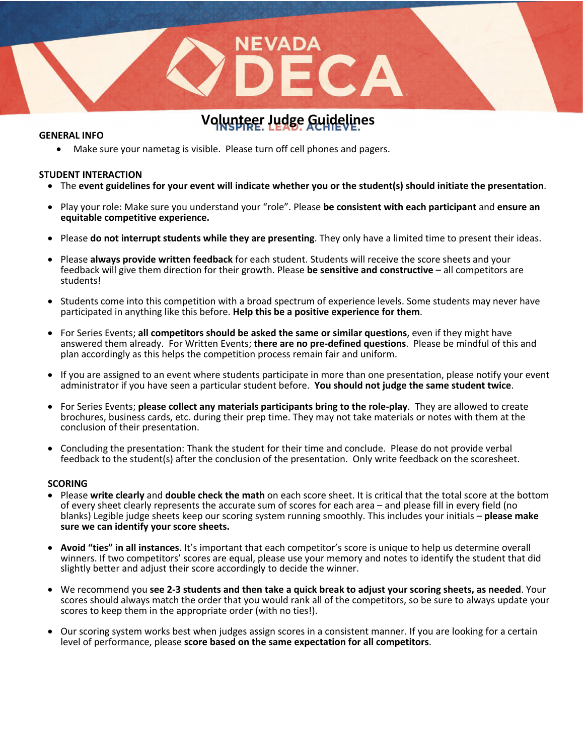# Volunteer Judge Guidelines

## GENERAL INFO

- Make sure your nametag is visible. Please turn off cell phones and pagers.

## STUDENT INTERACTION

- The **event guidelines for your event will indicate whether you or the student(s) should initiate the presentation**.
- Play your role: Make sure you understand your "role". Please **be consistent with each participant** and **ensure an equitable competitive experience.**
- Please **do not interrupt students while they are presenting**. They only have a limited time to present their ideas.
- Please **always provide written feedback** for each student. Students will receive the score sheets and your feedback will give them direction for their growth. Please **be sensitive and constructive** – all competitors are students!
- Students come into this competition with a broad spectrum of experience levels. Some students may never have participated in anything like this before. **Help this be a positive experience for them**.
- For Series Events; **all competitors should be asked the same or similar questions**, even if they might have answered them already. For Written Events; **there are no pre-defined questions**. Please be mindful of this and plan accordingly as this helps the competition process remain fair and uniform.
- If you are assigned to an event where students participate in more than one presentation, please notify your event administrator if you have seen a particular student before. **You should not judge the same student twice**.
- For Series Events; **please collect any materials participants bring to the role-play**. They are allowed to create brochures, business cards, etc. during their prep time. They may not take materials or notes with them at the conclusion of their presentation.
- Concluding the presentation: Thank the student for their time and conclude. Please do not provide verbal feedback to the student(s) after the conclusion of the presentation. Only write feedback on the scoresheet.

## SCORING

- Please **write clearly** and **double check the math** on each score sheet. It is critical that the total score at the bottom of every sheet clearly represents the accurate sum of scores for each area – and please fill in every field (no blanks) Legible judge sheets keep our scoring system running smoothly. This includes your initials – **please make sure we can identify your score sheets.**
- **Avoid "ties" in all instances**. It's important that each competitor's score is unique to help us determine overall winners. If two competitors' scores are equal, please use your memory and notes to identify the student that did slightly better and adjust their score accordingly to decide the winner.
- We recommend you **see 2-3 students and then take a quick break to adjust your scoring sheets, as needed**. Your scores should always match the order that you would rank all of the competitors, so be sure to always update your scores to keep them in the appropriate order (with no ties!).
- Our scoring system works best when judges assign scores in a consistent manner. If you are looking for a certain level of performance, please **score based on the same expectation for all competitors**.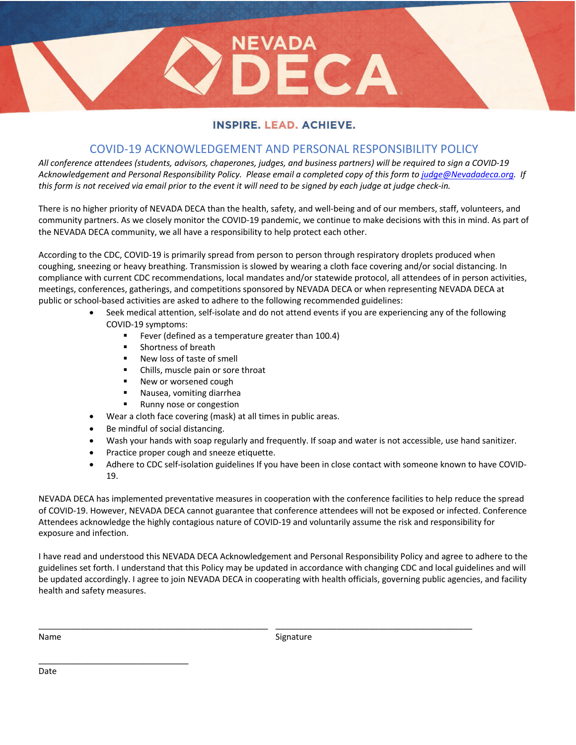# NEVADA DECA

**INSPIRE. LEAD. ACHIEVE.**

## COVID-19 ACKNOWLEDGEMENT AND PERSONAL RESPONSIBILITY POLICY

*All conference attendees (students, advisors, chaperones, judges, and business partners) will be required to sign a COVID-19 Acknowledgement and Personal Responsibility Policy. Please email a completed copy of this form to [judge@Nevadadeca.org](mailto:judge@Nevadadeca.org). If this form is not received via email prior to the event it will need to be signed by each judge at judge check-in.*

There is no higher priority of NEVADA DECA than the health, safety, and well-being and of our members, staff, volunteers, and community partners. As we closely monitor the COVID-19 pandemic, we continue to make decisions with this in mind. As part of the NEVADA DECA community, we all have a responsibility to help protect each other.

According to the CDC, COVID-19 is primarily spread from person to person through respiratory droplets produced when coughing, sneezing or heavy breathing. Transmission is slowed by wearing a cloth face covering and/or social distancing. In compliance with current CDC recommendations, local mandates and/or statewide protocol, all attendees of in person activities, meetings, conferences, gatherings, and competitions sponsored by NEVADA DECA or when representing NEVADA DECA at public or school-based activities are asked to adhere to the following recommended guidelines:

- Seek medical attention, self-isolate and do not attend events if you are experiencing any of the following COVID-19 symptoms:
  - Fever (defined as a temperature greater than 100.4)
  - Shortness of breath
  - New loss of taste of smell
  - Chills, muscle pain or sore throat
  - New or worsened cough
  - Nausea, vomiting diarrhea
  - Runny nose or congestion
- Wear a cloth face covering (mask) at all times in public areas.
- Be mindful of social distancing.
- Wash your hands with soap regularly and frequently. If soap and water is not accessible, use hand sanitizer.
- Practice proper cough and sneeze etiquette.
- Adhere to CDC self-isolation guidelines If you have been in close contact with someone known to have COVID-19.

NEVADA DECA has implemented preventative measures in cooperation with the conference facilities to help reduce the spread of COVID-19. However, NEVADA DECA cannot guarantee that conference attendees will not be exposed or infected. Conference Attendees acknowledge the highly contagious nature of COVID-19 and voluntarily assume the risk and responsibility for exposure and infection.

I have read and understood this NEVADA DECA Acknowledgement and Personal Responsibility Policy and agree to adhere to the guidelines set forth. I understand that this Policy may be updated in accordance with changing CDC and local guidelines and will be updated accordingly. I agree to join NEVADA DECA in cooperating with health officials, governing public agencies, and facility health and safety measures.

\_\_\_\_\_\_\_\_\_\_\_\_\_\_\_\_\_\_\_\_\_\_\_\_\_\_\_\_\_\_\_\_\_\_\_\_\_\_\_\_ \_\_\_\_\_\_\_\_\_\_\_\_\_\_\_\_\_\_\_\_\_\_\_\_\_\_\_\_\_\_\_\_\_\_\_\_\_\_\_\_

Name Signature

\_\_\_\_\_\_\_\_\_\_\_\_\_\_\_\_\_\_\_\_\_\_\_\_\_\_\_\_\_\_

Date